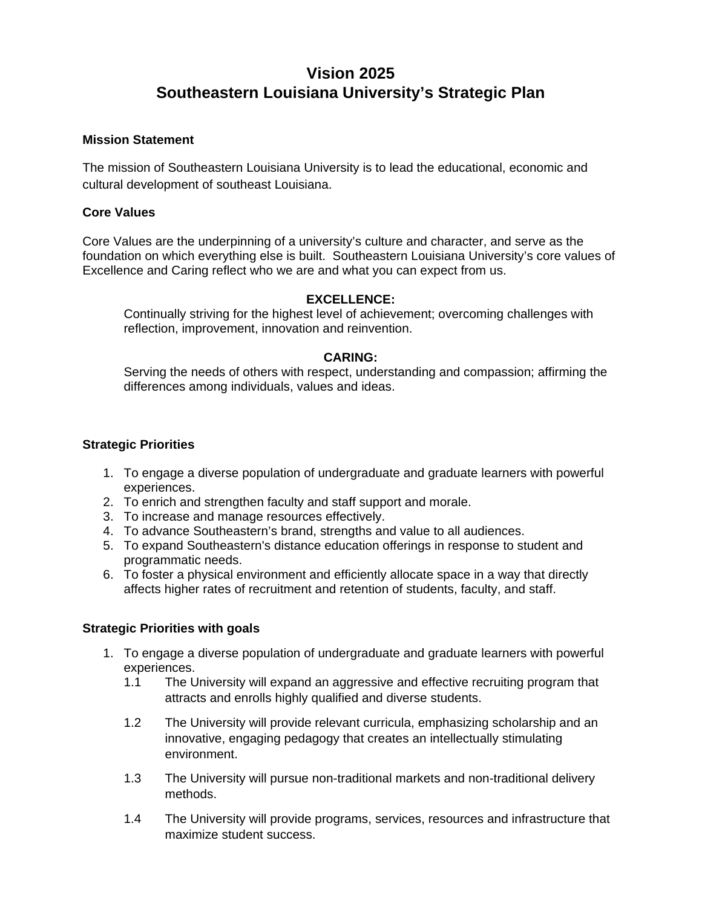# Vision 2025
# Southeastern Louisiana University's Strategic Plan

## Mission Statement

The mission of Southeastern Louisiana University is to lead the educational, economic and cultural development of southeast Louisiana.

## Core Values

Core Values are the underpinning of a university's culture and character, and serve as the foundation on which everything else is built. Southeastern Louisiana University's core values of Excellence and Caring reflect who we are and what you can expect from us.

**EXCELLENCE:**

Continually striving for the highest level of achievement; overcoming challenges with reflection, improvement, innovation and reinvention.

**CARING:**

Serving the needs of others with respect, understanding and compassion; affirming the differences among individuals, values and ideas.

## Strategic Priorities

1. To engage a diverse population of undergraduate and graduate learners with powerful experiences.
2. To enrich and strengthen faculty and staff support and morale.
3. To increase and manage resources effectively.
4. To advance Southeastern's brand, strengths and value to all audiences.
5. To expand Southeastern's distance education offerings in response to student and programmatic needs.
6. To foster a physical environment and efficiently allocate space in a way that directly affects higher rates of recruitment and retention of students, faculty, and staff.

## Strategic Priorities with goals

1. To engage a diverse population of undergraduate and graduate learners with powerful experiences.
   - 1.1 The University will expand an aggressive and effective recruiting program that attracts and enrolls highly qualified and diverse students.
   - 1.2 The University will provide relevant curricula, emphasizing scholarship and an innovative, engaging pedagogy that creates an intellectually stimulating environment.
   - 1.3 The University will pursue non-traditional markets and non-traditional delivery methods.
   - 1.4 The University will provide programs, services, resources and infrastructure that maximize student success.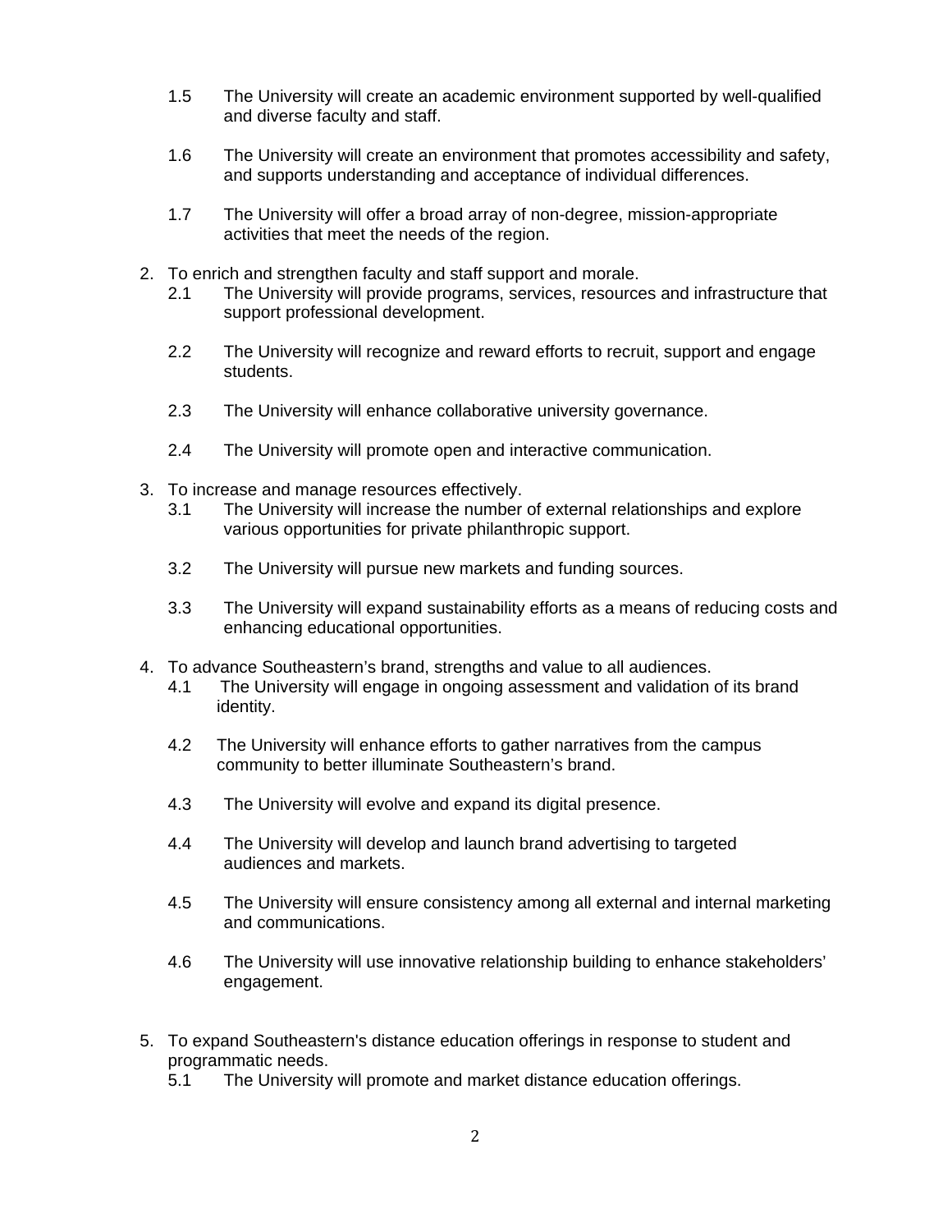1.5 The University will create an academic environment supported by well-qualified and diverse faculty and staff.

1.6 The University will create an environment that promotes accessibility and safety, and supports understanding and acceptance of individual differences.

1.7 The University will offer a broad array of non-degree, mission-appropriate activities that meet the needs of the region.

2. To enrich and strengthen faculty and staff support and morale.

   2.1 The University will provide programs, services, resources and infrastructure that support professional development.

   2.2 The University will recognize and reward efforts to recruit, support and engage students.

   2.3 The University will enhance collaborative university governance.

   2.4 The University will promote open and interactive communication.

3. To increase and manage resources effectively.

   3.1 The University will increase the number of external relationships and explore various opportunities for private philanthropic support.

   3.2 The University will pursue new markets and funding sources.

   3.3 The University will expand sustainability efforts as a means of reducing costs and enhancing educational opportunities.

4. To advance Southeastern's brand, strengths and value to all audiences.

   4.1 The University will engage in ongoing assessment and validation of its brand identity.

   4.2 The University will enhance efforts to gather narratives from the campus community to better illuminate Southeastern's brand.

   4.3 The University will evolve and expand its digital presence.

   4.4 The University will develop and launch brand advertising to targeted audiences and markets.

   4.5 The University will ensure consistency among all external and internal marketing and communications.

   4.6 The University will use innovative relationship building to enhance stakeholders' engagement.

5. To expand Southeastern's distance education offerings in response to student and programmatic needs.

   5.1 The University will promote and market distance education offerings.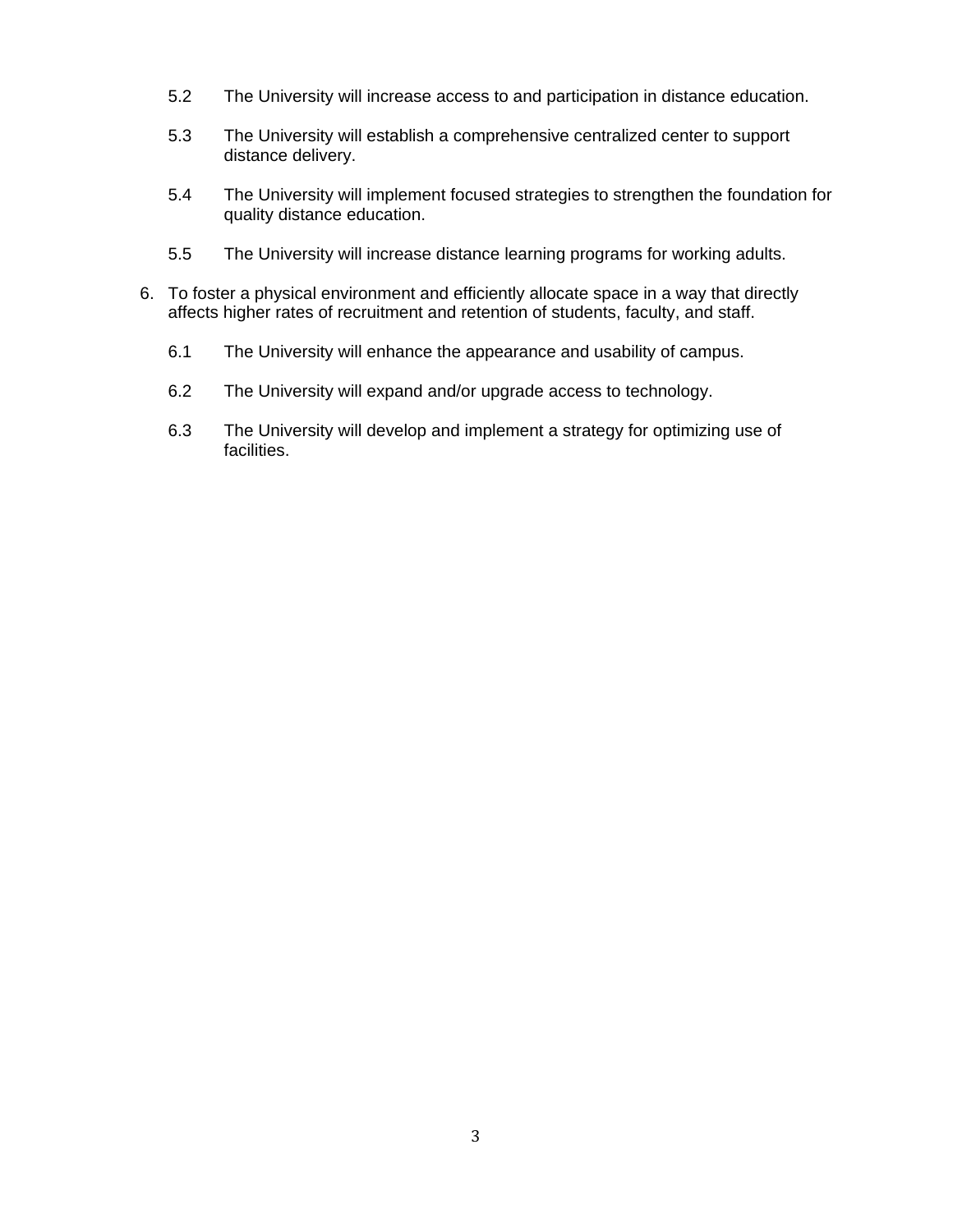5.2 The University will increase access to and participation in distance education.

5.3 The University will establish a comprehensive centralized center to support distance delivery.

5.4 The University will implement focused strategies to strengthen the foundation for quality distance education.

5.5 The University will increase distance learning programs for working adults.

6. To foster a physical environment and efficiently allocate space in a way that directly affects higher rates of recruitment and retention of students, faculty, and staff.

   6.1 The University will enhance the appearance and usability of campus.

   6.2 The University will expand and/or upgrade access to technology.

   6.3 The University will develop and implement a strategy for optimizing use of facilities.